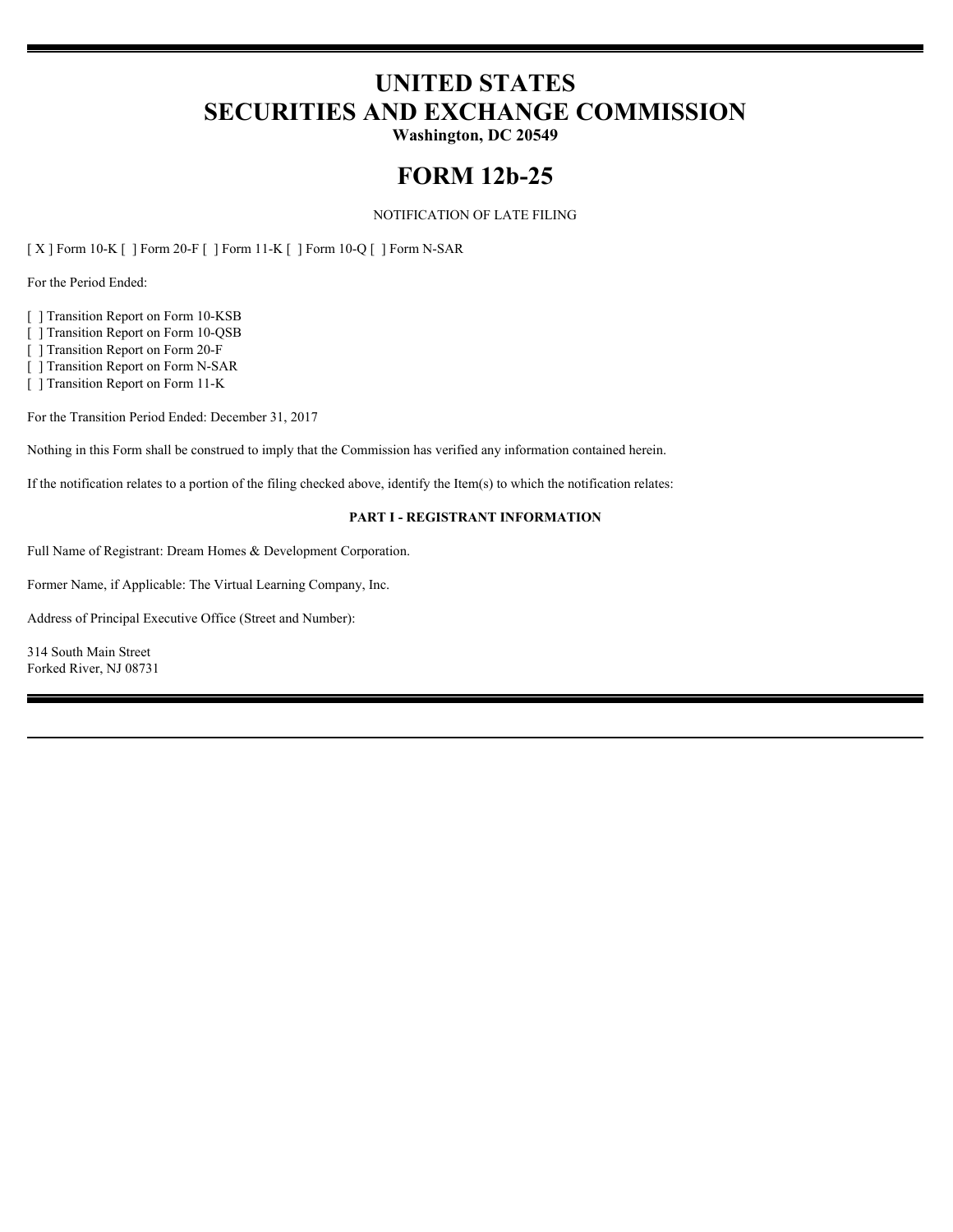# UNITED STATES
# SECURITIES AND EXCHANGE COMMISSION

**Washington, DC 20549**

# FORM 12b-25

NOTIFICATION OF LATE FILING

[ X ] Form 10-K [ ] Form 20-F [ ] Form 11-K [ ] Form 10-Q [ ] Form N-SAR

For the Period Ended:

[ ] Transition Report on Form 10-KSB
[ ] Transition Report on Form 10-QSB
[ ] Transition Report on Form 20-F
[ ] Transition Report on Form N-SAR
[ ] Transition Report on Form 11-K

For the Transition Period Ended: December 31, 2017

Nothing in this Form shall be construed to imply that the Commission has verified any information contained herein.

If the notification relates to a portion of the filing checked above, identify the Item(s) to which the notification relates:

**PART I - REGISTRANT INFORMATION**

Full Name of Registrant: Dream Homes & Development Corporation.

Former Name, if Applicable: The Virtual Learning Company, Inc.

Address of Principal Executive Office (Street and Number):

314 South Main Street
Forked River, NJ 08731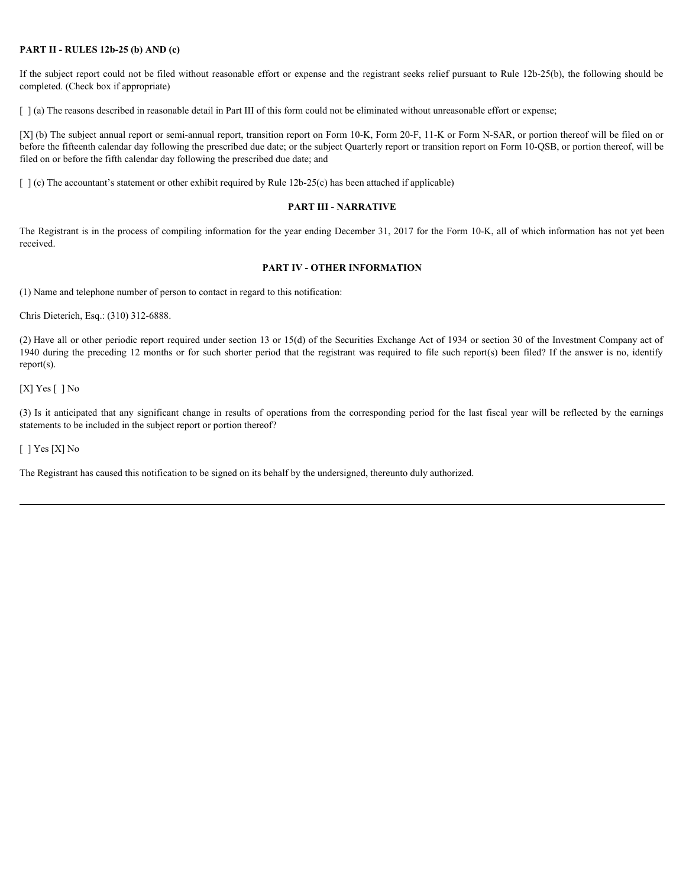**PART II - RULES 12b-25 (b) AND (c)**

If the subject report could not be filed without reasonable effort or expense and the registrant seeks relief pursuant to Rule 12b-25(b), the following should be completed. (Check box if appropriate)

[ ] (a) The reasons described in reasonable detail in Part III of this form could not be eliminated without unreasonable effort or expense;

[X] (b) The subject annual report or semi-annual report, transition report on Form 10-K, Form 20-F, 11-K or Form N-SAR, or portion thereof will be filed on or before the fifteenth calendar day following the prescribed due date; or the subject Quarterly report or transition report on Form 10-QSB, or portion thereof, will be filed on or before the fifth calendar day following the prescribed due date; and

[ ] (c) The accountant's statement or other exhibit required by Rule 12b-25(c) has been attached if applicable)

**PART III - NARRATIVE**

The Registrant is in the process of compiling information for the year ending December 31, 2017 for the Form 10-K, all of which information has not yet been received.

**PART IV - OTHER INFORMATION**

(1) Name and telephone number of person to contact in regard to this notification:

Chris Dieterich, Esq.: (310) 312-6888.

(2) Have all or other periodic report required under section 13 or 15(d) of the Securities Exchange Act of 1934 or section 30 of the Investment Company act of 1940 during the preceding 12 months or for such shorter period that the registrant was required to file such report(s) been filed? If the answer is no, identify report(s).

[X] Yes [ ] No

(3) Is it anticipated that any significant change in results of operations from the corresponding period for the last fiscal year will be reflected by the earnings statements to be included in the subject report or portion thereof?

[ ] Yes [X] No

The Registrant has caused this notification to be signed on its behalf by the undersigned, thereunto duly authorized.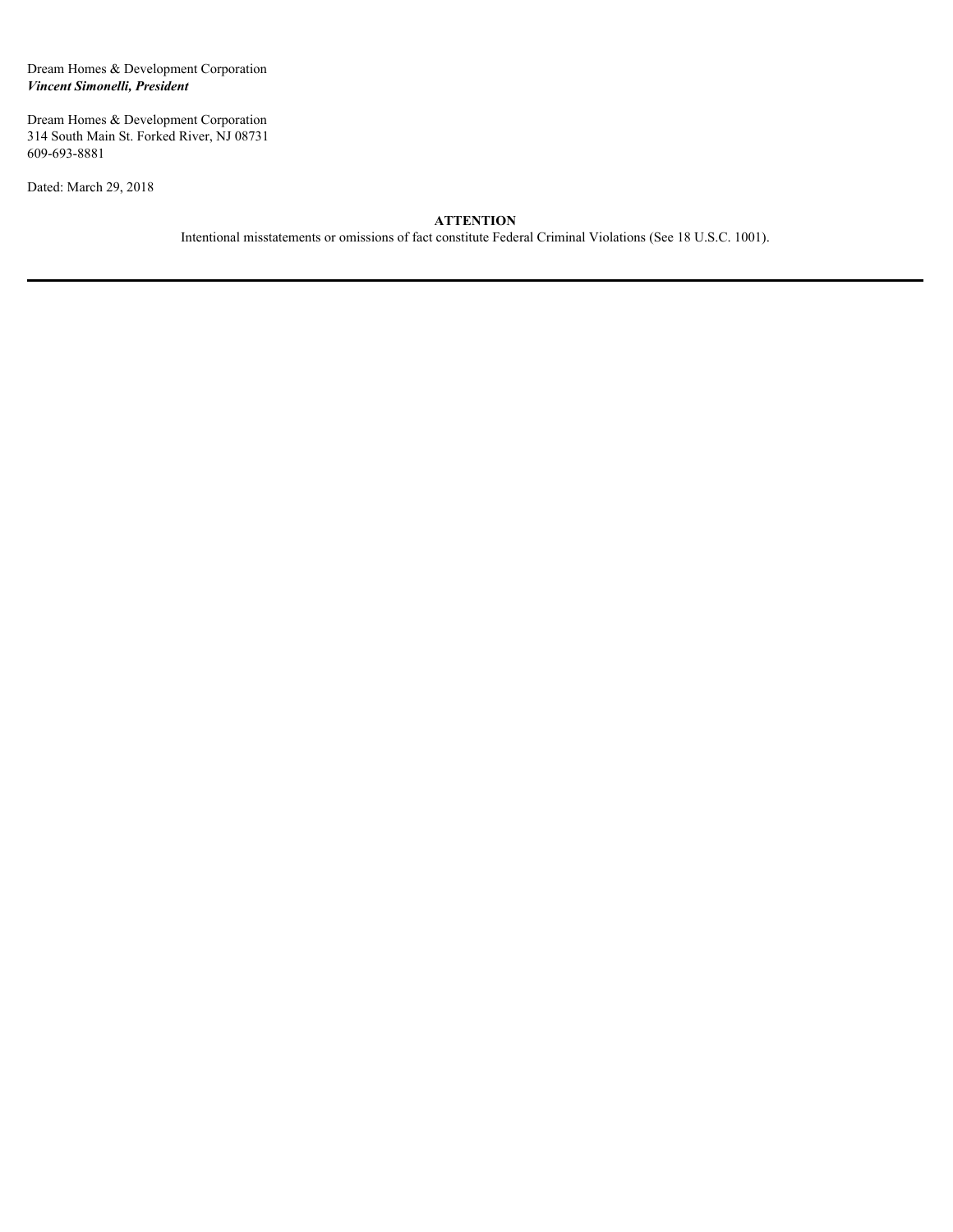Dream Homes & Development Corporation
***Vincent Simonelli, President***

Dream Homes & Development Corporation
314 South Main St. Forked River, NJ 08731
609-693-8881

Dated: March 29, 2018

**ATTENTION**

Intentional misstatements or omissions of fact constitute Federal Criminal Violations (See 18 U.S.C. 1001).

---